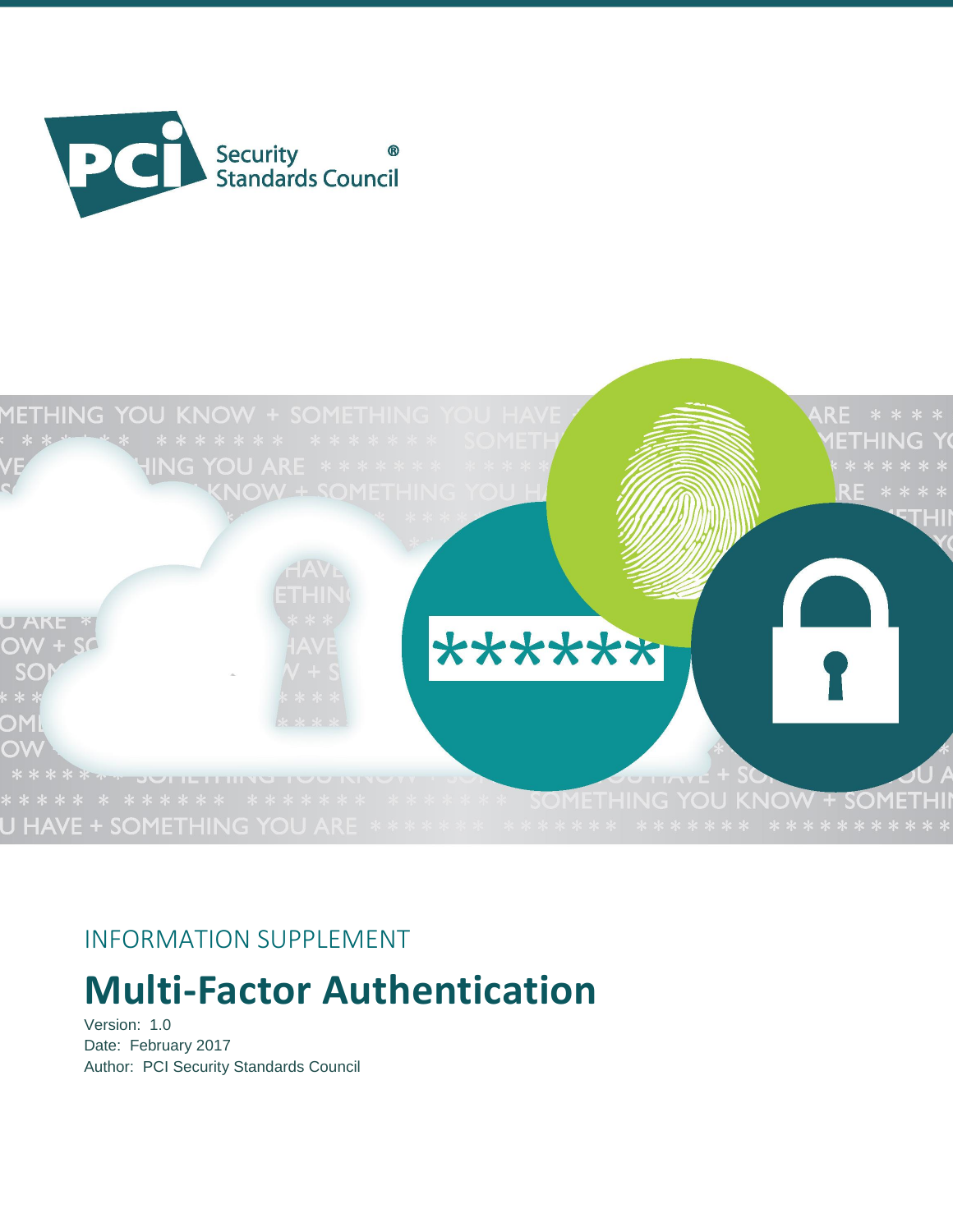INFORMATION SUPPLEMENT

# Multi-Factor Authentication

Version: 1.0
Date: February 2017
Author: PCI Security Standards Council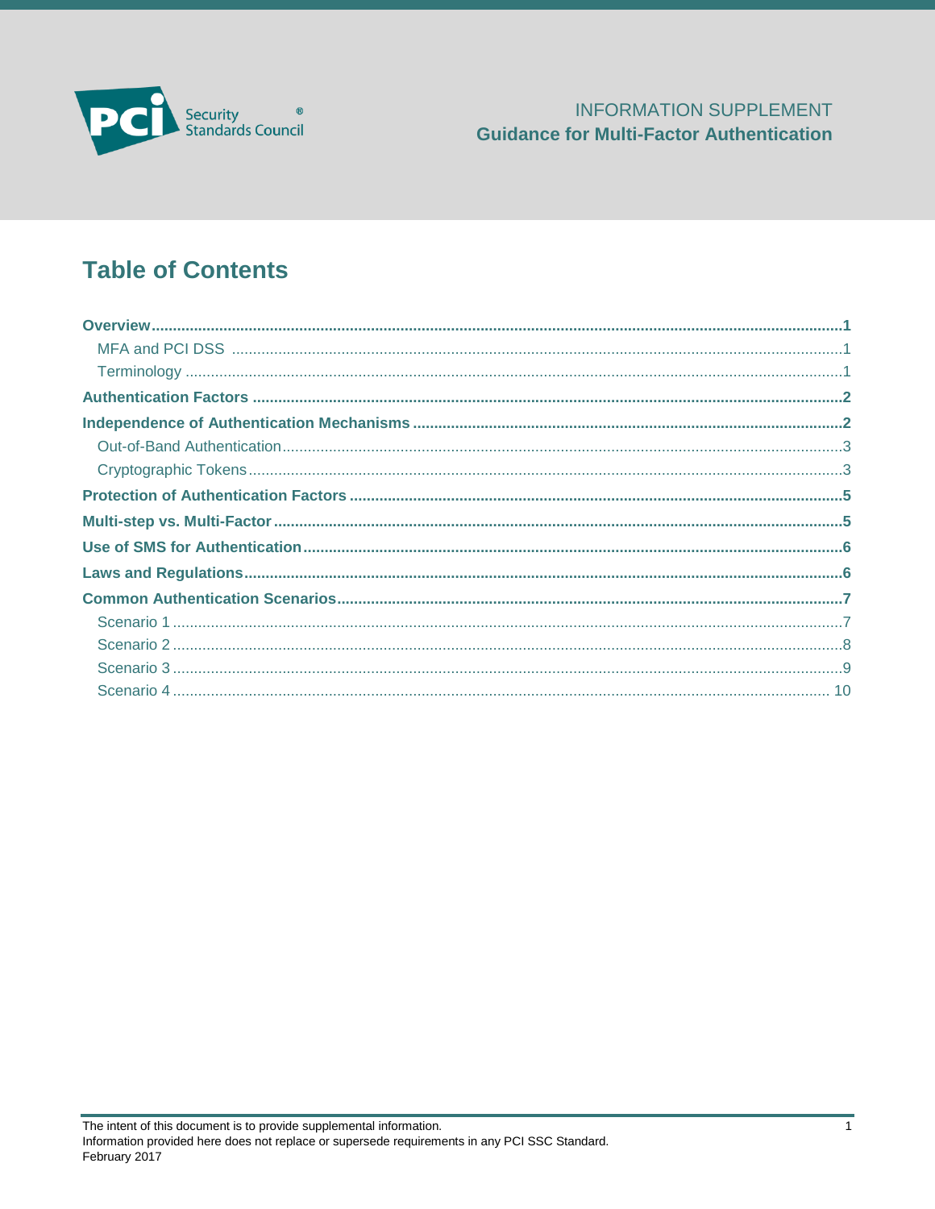INFORMATION SUPPLEMENT
**Guidance for Multi-Factor Authentication**

# Table of Contents

**Overview** ........ 1
- MFA and PCI DSS ........ 1
- Terminology ........ 1

**Authentication Factors** ........ 2

**Independence of Authentication Mechanisms** ........ 2
- Out-of-Band Authentication ........ 3
- Cryptographic Tokens ........ 3

**Protection of Authentication Factors** ........ 5

**Multi-step vs. Multi-Factor** ........ 5

**Use of SMS for Authentication** ........ 6

**Laws and Regulations** ........ 6

**Common Authentication Scenarios** ........ 7
- Scenario 1 ........ 7
- Scenario 2 ........ 8
- Scenario 3 ........ 9
- Scenario 4 ........ 10

The intent of this document is to provide supplemental information.
Information provided here does not replace or supersede requirements in any PCI SSC Standard.
February 2017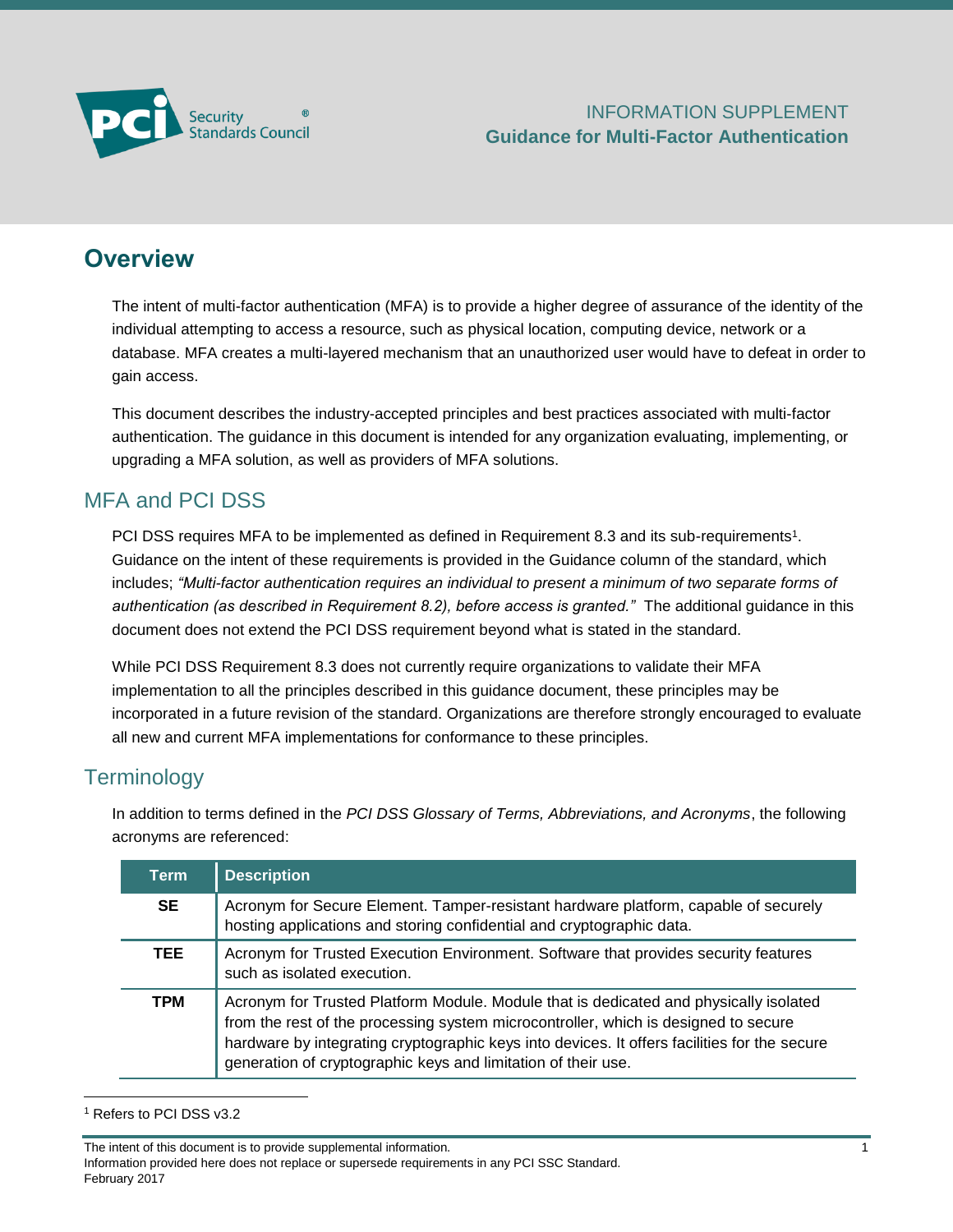INFORMATION SUPPLEMENT

**Guidance for Multi-Factor Authentication**

# Overview

The intent of multi-factor authentication (MFA) is to provide a higher degree of assurance of the identity of the individual attempting to access a resource, such as physical location, computing device, network or a database. MFA creates a multi-layered mechanism that an unauthorized user would have to defeat in order to gain access.

This document describes the industry-accepted principles and best practices associated with multi-factor authentication. The guidance in this document is intended for any organization evaluating, implementing, or upgrading a MFA solution, as well as providers of MFA solutions.

## MFA and PCI DSS

PCI DSS requires MFA to be implemented as defined in Requirement 8.3 and its sub-requirements[1]. Guidance on the intent of these requirements is provided in the Guidance column of the standard, which includes; *"Multi-factor authentication requires an individual to present a minimum of two separate forms of authentication (as described in Requirement 8.2), before access is granted."* The additional guidance in this document does not extend the PCI DSS requirement beyond what is stated in the standard.

While PCI DSS Requirement 8.3 does not currently require organizations to validate their MFA implementation to all the principles described in this guidance document, these principles may be incorporated in a future revision of the standard. Organizations are therefore strongly encouraged to evaluate all new and current MFA implementations for conformance to these principles.

## Terminology

In addition to terms defined in the *PCI DSS Glossary of Terms, Abbreviations, and Acronyms*, the following acronyms are referenced:

| Term | Description |
|---|---|
| **SE** | Acronym for Secure Element. Tamper-resistant hardware platform, capable of securely hosting applications and storing confidential and cryptographic data. |
| **TEE** | Acronym for Trusted Execution Environment. Software that provides security features such as isolated execution. |
| **TPM** | Acronym for Trusted Platform Module. Module that is dedicated and physically isolated from the rest of the processing system microcontroller, which is designed to secure hardware by integrating cryptographic keys into devices. It offers facilities for the secure generation of cryptographic keys and limitation of their use. |

[1] Refers to PCI DSS v3.2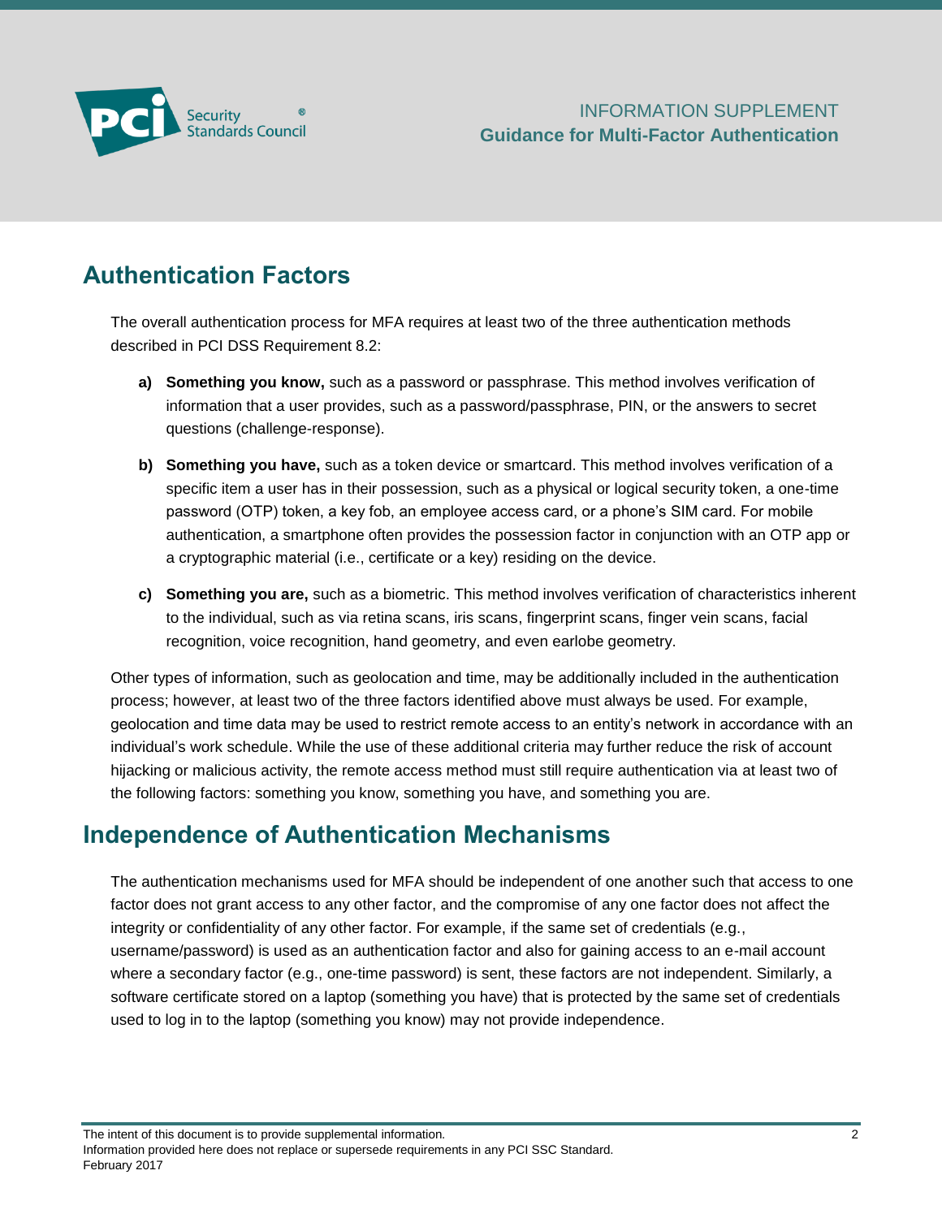## Authentication Factors

The overall authentication process for MFA requires at least two of the three authentication methods described in PCI DSS Requirement 8.2:

- **a) Something you know,** such as a password or passphrase. This method involves verification of information that a user provides, such as a password/passphrase, PIN, or the answers to secret questions (challenge-response).
- **b) Something you have,** such as a token device or smartcard. This method involves verification of a specific item a user has in their possession, such as a physical or logical security token, a one-time password (OTP) token, a key fob, an employee access card, or a phone's SIM card. For mobile authentication, a smartphone often provides the possession factor in conjunction with an OTP app or a cryptographic material (i.e., certificate or a key) residing on the device.
- **c) Something you are,** such as a biometric. This method involves verification of characteristics inherent to the individual, such as via retina scans, iris scans, fingerprint scans, finger vein scans, facial recognition, voice recognition, hand geometry, and even earlobe geometry.

Other types of information, such as geolocation and time, may be additionally included in the authentication process; however, at least two of the three factors identified above must always be used. For example, geolocation and time data may be used to restrict remote access to an entity's network in accordance with an individual's work schedule. While the use of these additional criteria may further reduce the risk of account hijacking or malicious activity, the remote access method must still require authentication via at least two of the following factors: something you know, something you have, and something you are.

## Independence of Authentication Mechanisms

The authentication mechanisms used for MFA should be independent of one another such that access to one factor does not grant access to any other factor, and the compromise of any one factor does not affect the integrity or confidentiality of any other factor. For example, if the same set of credentials (e.g., username/password) is used as an authentication factor and also for gaining access to an e-mail account where a secondary factor (e.g., one-time password) is sent, these factors are not independent. Similarly, a software certificate stored on a laptop (something you have) that is protected by the same set of credentials used to log in to the laptop (something you know) may not provide independence.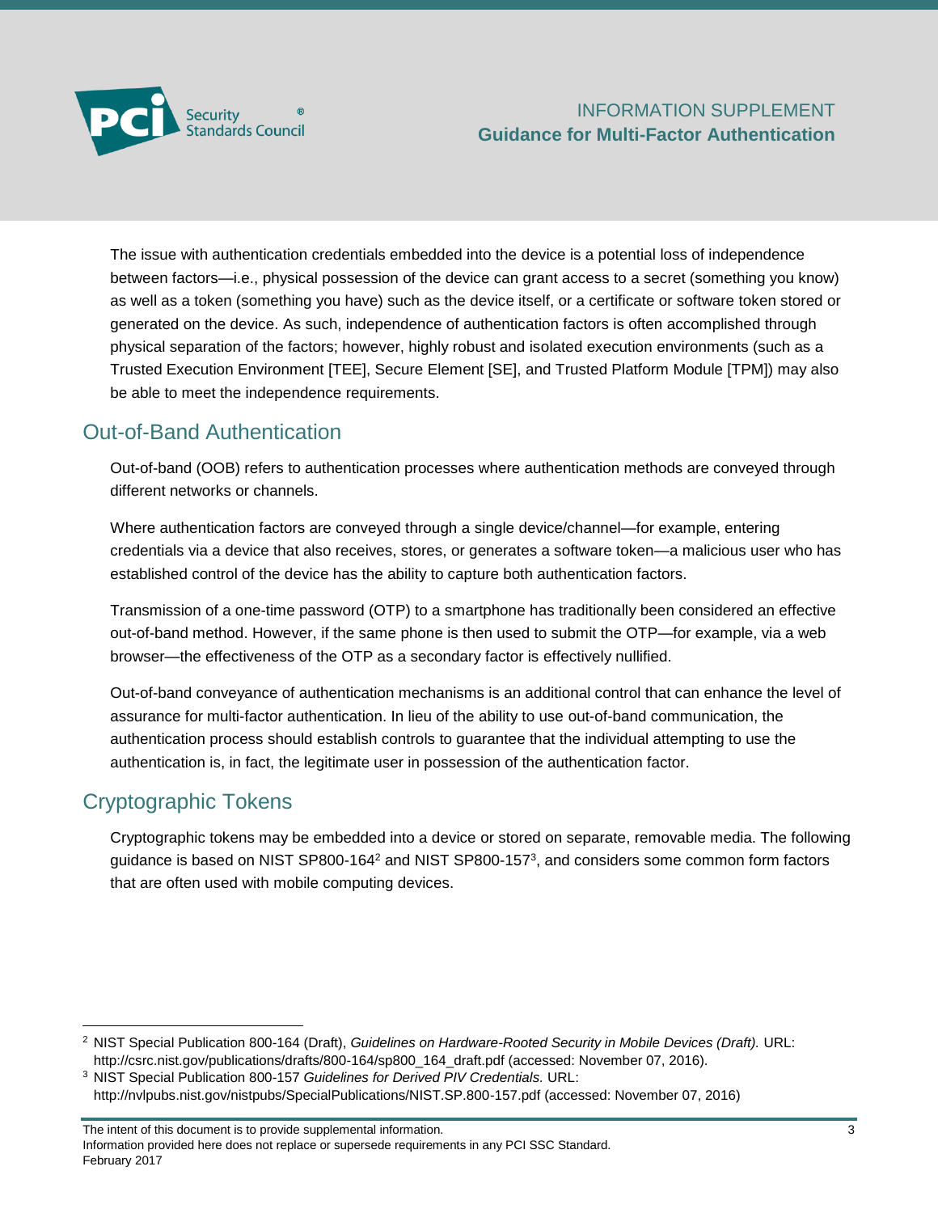The issue with authentication credentials embedded into the device is a potential loss of independence between factors—i.e., physical possession of the device can grant access to a secret (something you know) as well as a token (something you have) such as the device itself, or a certificate or software token stored or generated on the device. As such, independence of authentication factors is often accomplished through physical separation of the factors; however, highly robust and isolated execution environments (such as a Trusted Execution Environment [TEE], Secure Element [SE], and Trusted Platform Module [TPM]) may also be able to meet the independence requirements.

## Out-of-Band Authentication

Out-of-band (OOB) refers to authentication processes where authentication methods are conveyed through different networks or channels.

Where authentication factors are conveyed through a single device/channel—for example, entering credentials via a device that also receives, stores, or generates a software token—a malicious user who has established control of the device has the ability to capture both authentication factors.

Transmission of a one-time password (OTP) to a smartphone has traditionally been considered an effective out-of-band method. However, if the same phone is then used to submit the OTP—for example, via a web browser—the effectiveness of the OTP as a secondary factor is effectively nullified.

Out-of-band conveyance of authentication mechanisms is an additional control that can enhance the level of assurance for multi-factor authentication. In lieu of the ability to use out-of-band communication, the authentication process should establish controls to guarantee that the individual attempting to use the authentication is, in fact, the legitimate user in possession of the authentication factor.

## Cryptographic Tokens

Cryptographic tokens may be embedded into a device or stored on separate, removable media. The following guidance is based on NIST SP800-164[2] and NIST SP800-157[3], and considers some common form factors that are often used with mobile computing devices.

---

[2] NIST Special Publication 800-164 (Draft), *Guidelines on Hardware-Rooted Security in Mobile Devices (Draft).* URL: http://csrc.nist.gov/publications/drafts/800-164/sp800_164_draft.pdf (accessed: November 07, 2016).

[3] NIST Special Publication 800-157 *Guidelines for Derived PIV Credentials.* URL: http://nvlpubs.nist.gov/nistpubs/SpecialPublications/NIST.SP.800-157.pdf (accessed: November 07, 2016)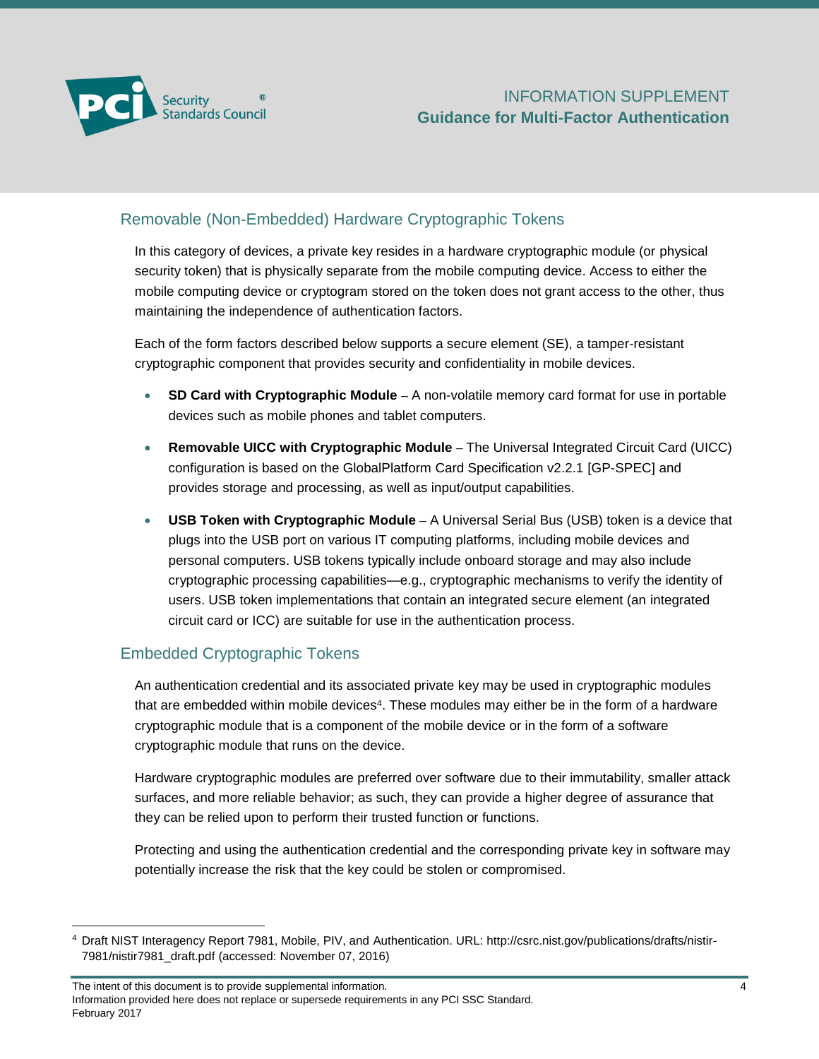## Removable (Non-Embedded) Hardware Cryptographic Tokens

In this category of devices, a private key resides in a hardware cryptographic module (or physical security token) that is physically separate from the mobile computing device. Access to either the mobile computing device or cryptogram stored on the token does not grant access to the other, thus maintaining the independence of authentication factors.

Each of the form factors described below supports a secure element (SE), a tamper-resistant cryptographic component that provides security and confidentiality in mobile devices.

- **SD Card with Cryptographic Module** – A non-volatile memory card format for use in portable devices such as mobile phones and tablet computers.
- **Removable UICC with Cryptographic Module** – The Universal Integrated Circuit Card (UICC) configuration is based on the GlobalPlatform Card Specification v2.2.1 [GP-SPEC] and provides storage and processing, as well as input/output capabilities.
- **USB Token with Cryptographic Module** – A Universal Serial Bus (USB) token is a device that plugs into the USB port on various IT computing platforms, including mobile devices and personal computers. USB tokens typically include onboard storage and may also include cryptographic processing capabilities—e.g., cryptographic mechanisms to verify the identity of users. USB token implementations that contain an integrated secure element (an integrated circuit card or ICC) are suitable for use in the authentication process.

## Embedded Cryptographic Tokens

An authentication credential and its associated private key may be used in cryptographic modules that are embedded within mobile devices[4]. These modules may either be in the form of a hardware cryptographic module that is a component of the mobile device or in the form of a software cryptographic module that runs on the device.

Hardware cryptographic modules are preferred over software due to their immutability, smaller attack surfaces, and more reliable behavior; as such, they can provide a higher degree of assurance that they can be relied upon to perform their trusted function or functions.

Protecting and using the authentication credential and the corresponding private key in software may potentially increase the risk that the key could be stolen or compromised.

---

[4] Draft NIST Interagency Report 7981, Mobile, PIV, and Authentication. URL: http://csrc.nist.gov/publications/drafts/nistir-7981/nistir7981_draft.pdf (accessed: November 07, 2016)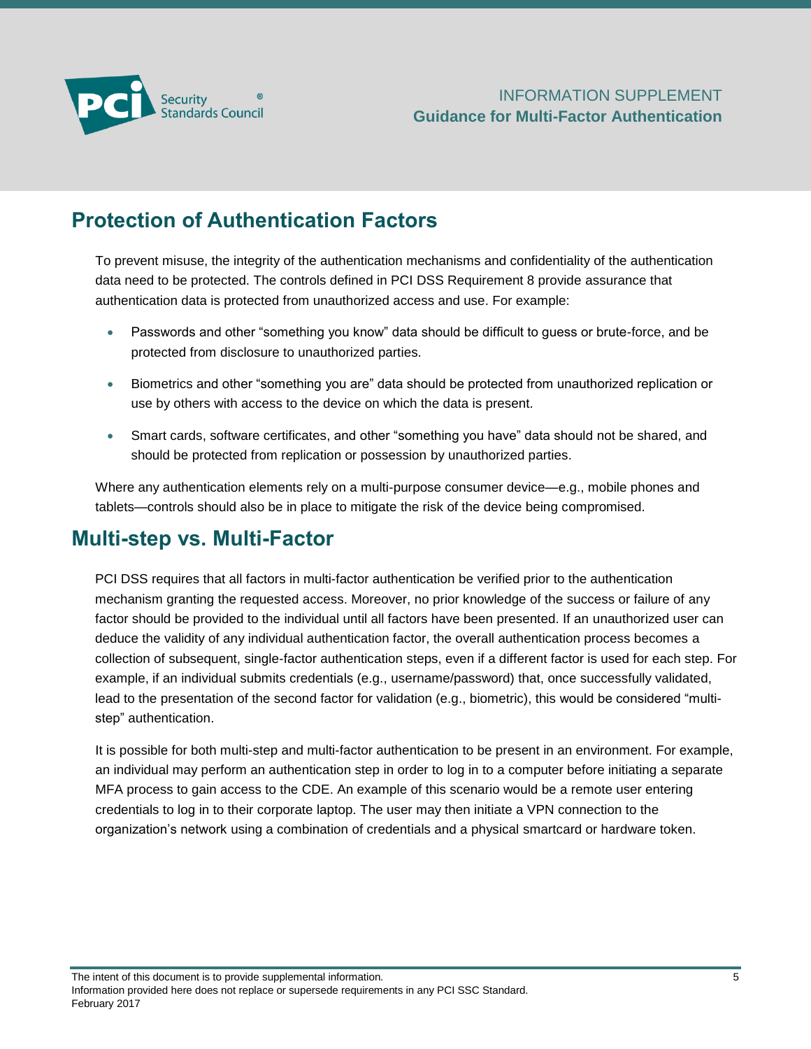## Protection of Authentication Factors

To prevent misuse, the integrity of the authentication mechanisms and confidentiality of the authentication data need to be protected. The controls defined in PCI DSS Requirement 8 provide assurance that authentication data is protected from unauthorized access and use. For example:

- Passwords and other "something you know" data should be difficult to guess or brute-force, and be protected from disclosure to unauthorized parties.
- Biometrics and other "something you are" data should be protected from unauthorized replication or use by others with access to the device on which the data is present.
- Smart cards, software certificates, and other "something you have" data should not be shared, and should be protected from replication or possession by unauthorized parties.

Where any authentication elements rely on a multi-purpose consumer device—e.g., mobile phones and tablets—controls should also be in place to mitigate the risk of the device being compromised.

## Multi-step vs. Multi-Factor

PCI DSS requires that all factors in multi-factor authentication be verified prior to the authentication mechanism granting the requested access. Moreover, no prior knowledge of the success or failure of any factor should be provided to the individual until all factors have been presented. If an unauthorized user can deduce the validity of any individual authentication factor, the overall authentication process becomes a collection of subsequent, single-factor authentication steps, even if a different factor is used for each step. For example, if an individual submits credentials (e.g., username/password) that, once successfully validated, lead to the presentation of the second factor for validation (e.g., biometric), this would be considered "multi-step" authentication.

It is possible for both multi-step and multi-factor authentication to be present in an environment. For example, an individual may perform an authentication step in order to log in to a computer before initiating a separate MFA process to gain access to the CDE. An example of this scenario would be a remote user entering credentials to log in to their corporate laptop. The user may then initiate a VPN connection to the organization's network using a combination of credentials and a physical smartcard or hardware token.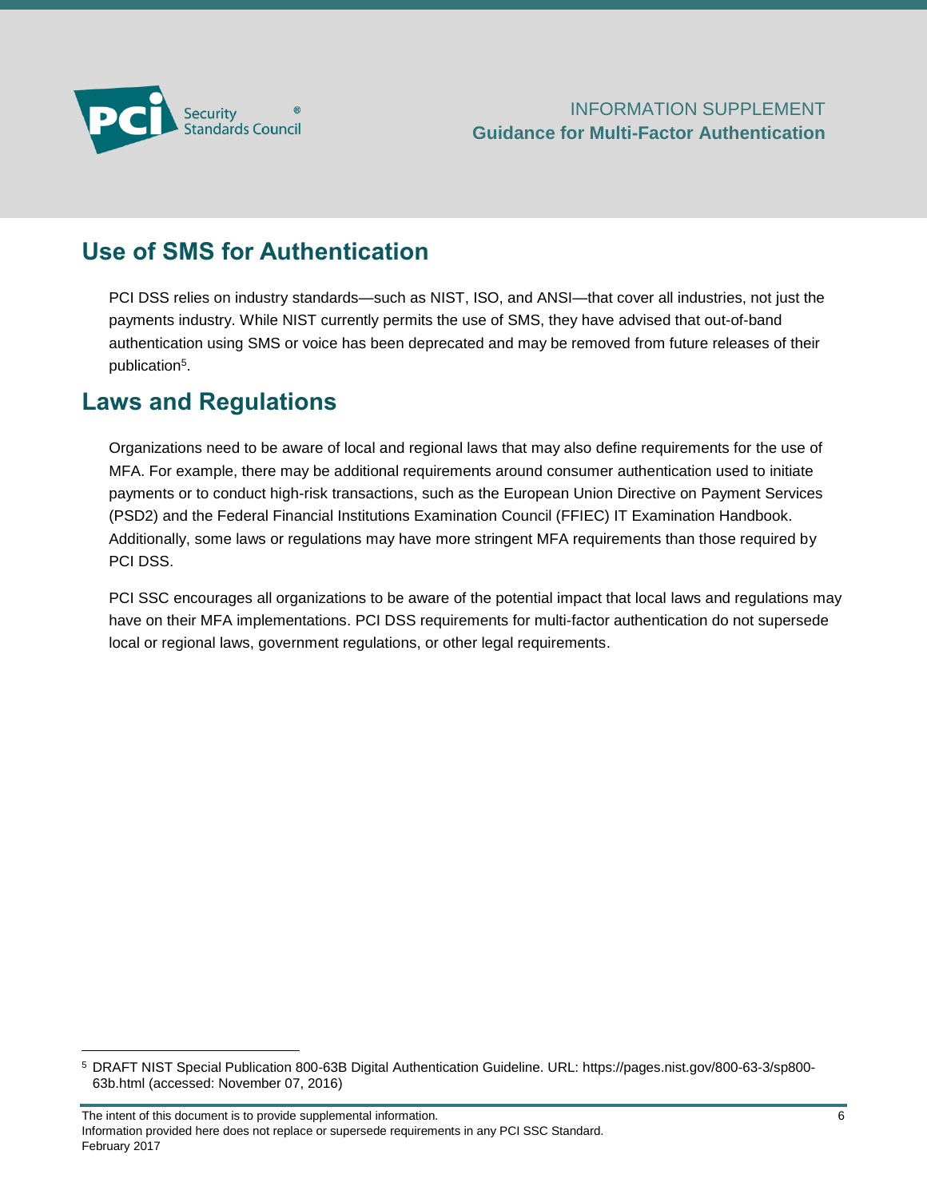## Use of SMS for Authentication

PCI DSS relies on industry standards—such as NIST, ISO, and ANSI—that cover all industries, not just the payments industry. While NIST currently permits the use of SMS, they have advised that out-of-band authentication using SMS or voice has been deprecated and may be removed from future releases of their publication[5].

## Laws and Regulations

Organizations need to be aware of local and regional laws that may also define requirements for the use of MFA. For example, there may be additional requirements around consumer authentication used to initiate payments or to conduct high-risk transactions, such as the European Union Directive on Payment Services (PSD2) and the Federal Financial Institutions Examination Council (FFIEC) IT Examination Handbook. Additionally, some laws or regulations may have more stringent MFA requirements than those required by PCI DSS.

PCI SSC encourages all organizations to be aware of the potential impact that local laws and regulations may have on their MFA implementations. PCI DSS requirements for multi-factor authentication do not supersede local or regional laws, government regulations, or other legal requirements.

---

[5] DRAFT NIST Special Publication 800-63B Digital Authentication Guideline. URL: https://pages.nist.gov/800-63-3/sp800-63b.html (accessed: November 07, 2016)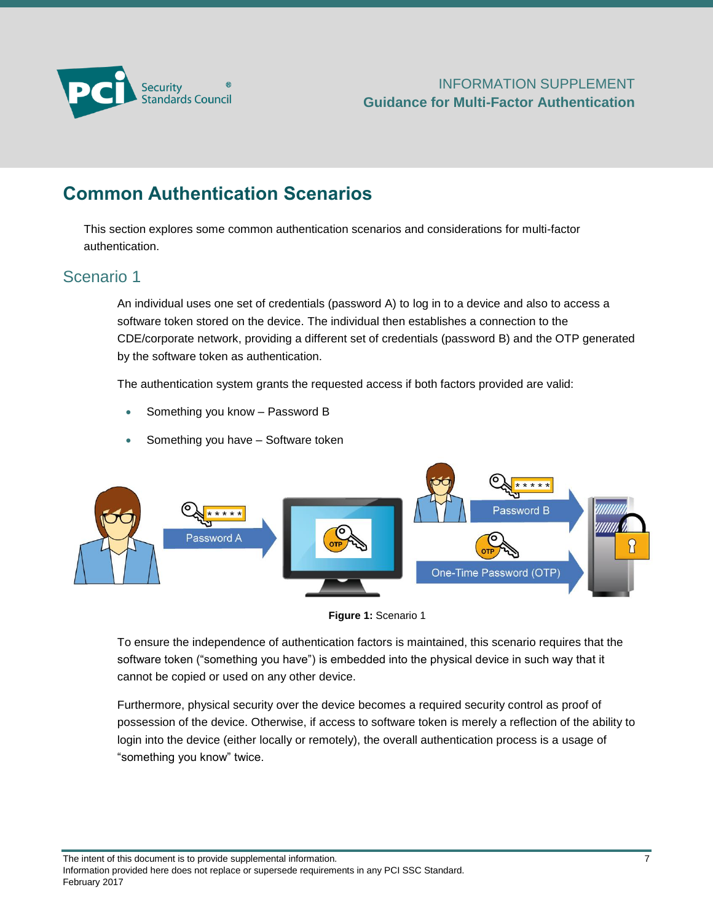## Common Authentication Scenarios

This section explores some common authentication scenarios and considerations for multi-factor authentication.

### Scenario 1

An individual uses one set of credentials (password A) to log in to a device and also to access a software token stored on the device. The individual then establishes a connection to the CDE/corporate network, providing a different set of credentials (password B) and the OTP generated by the software token as authentication.

The authentication system grants the requested access if both factors provided are valid:

- Something you know – Password B
- Something you have – Software token

**Figure 1:** Scenario 1

To ensure the independence of authentication factors is maintained, this scenario requires that the software token ("something you have") is embedded into the physical device in such way that it cannot be copied or used on any other device.

Furthermore, physical security over the device becomes a required security control as proof of possession of the device. Otherwise, if access to software token is merely a reflection of the ability to login into the device (either locally or remotely), the overall authentication process is a usage of "something you know" twice.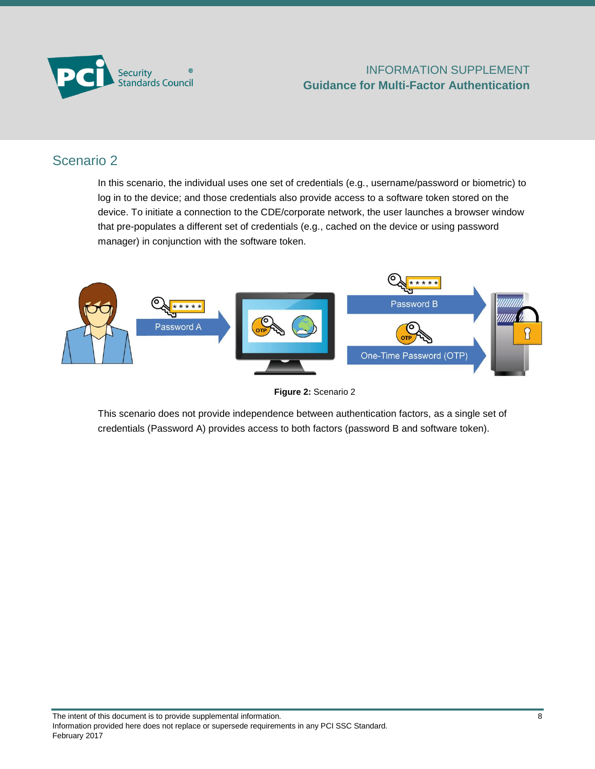## Scenario 2

In this scenario, the individual uses one set of credentials (e.g., username/password or biometric) to log in to the device; and those credentials also provide access to a software token stored on the device. To initiate a connection to the CDE/corporate network, the user launches a browser window that pre-populates a different set of credentials (e.g., cached on the device or using password manager) in conjunction with the software token.

**Figure 2:** Scenario 2

This scenario does not provide independence between authentication factors, as a single set of credentials (Password A) provides access to both factors (password B and software token).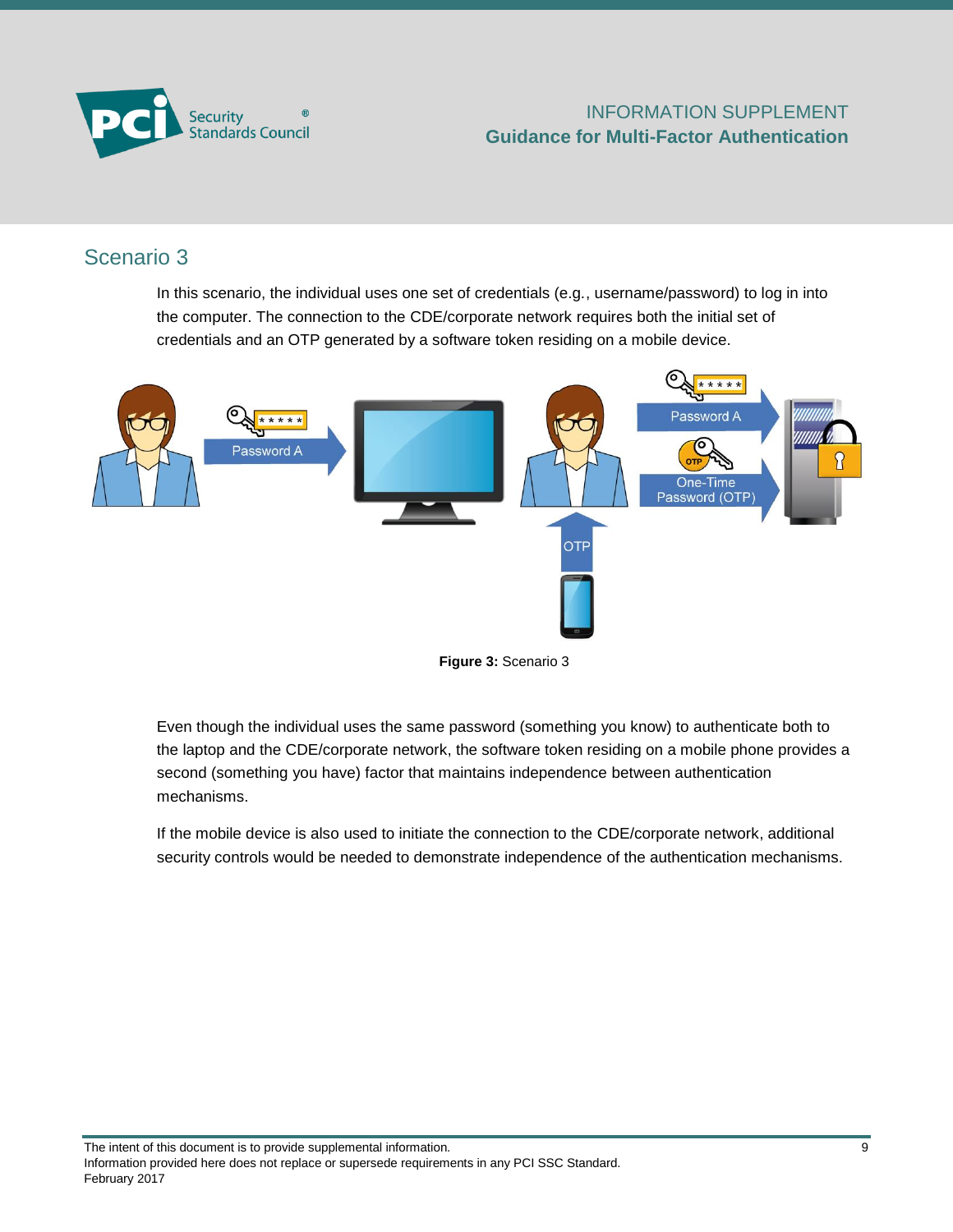## Scenario 3

In this scenario, the individual uses one set of credentials (e.g., username/password) to log in into the computer. The connection to the CDE/corporate network requires both the initial set of credentials and an OTP generated by a software token residing on a mobile device.

**Figure 3:** Scenario 3

Even though the individual uses the same password (something you know) to authenticate both to the laptop and the CDE/corporate network, the software token residing on a mobile phone provides a second (something you have) factor that maintains independence between authentication mechanisms.

If the mobile device is also used to initiate the connection to the CDE/corporate network, additional security controls would be needed to demonstrate independence of the authentication mechanisms.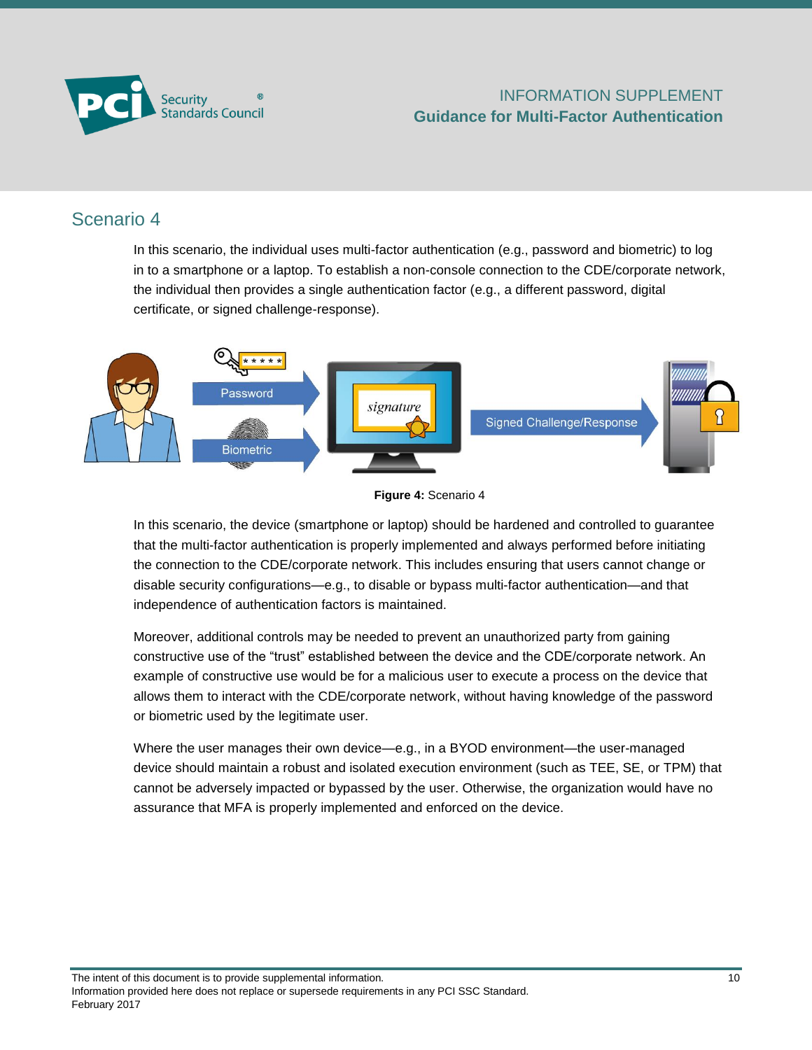## Scenario 4

In this scenario, the individual uses multi-factor authentication (e.g., password and biometric) to log in to a smartphone or a laptop. To establish a non-console connection to the CDE/corporate network, the individual then provides a single authentication factor (e.g., a different password, digital certificate, or signed challenge-response).

Password

Biometric

signature

Signed Challenge/Response

**Figure 4:** Scenario 4

In this scenario, the device (smartphone or laptop) should be hardened and controlled to guarantee that the multi-factor authentication is properly implemented and always performed before initiating the connection to the CDE/corporate network. This includes ensuring that users cannot change or disable security configurations—e.g., to disable or bypass multi-factor authentication—and that independence of authentication factors is maintained.

Moreover, additional controls may be needed to prevent an unauthorized party from gaining constructive use of the "trust" established between the device and the CDE/corporate network. An example of constructive use would be for a malicious user to execute a process on the device that allows them to interact with the CDE/corporate network, without having knowledge of the password or biometric used by the legitimate user.

Where the user manages their own device—e.g., in a BYOD environment—the user-managed device should maintain a robust and isolated execution environment (such as TEE, SE, or TPM) that cannot be adversely impacted or bypassed by the user. Otherwise, the organization would have no assurance that MFA is properly implemented and enforced on the device.